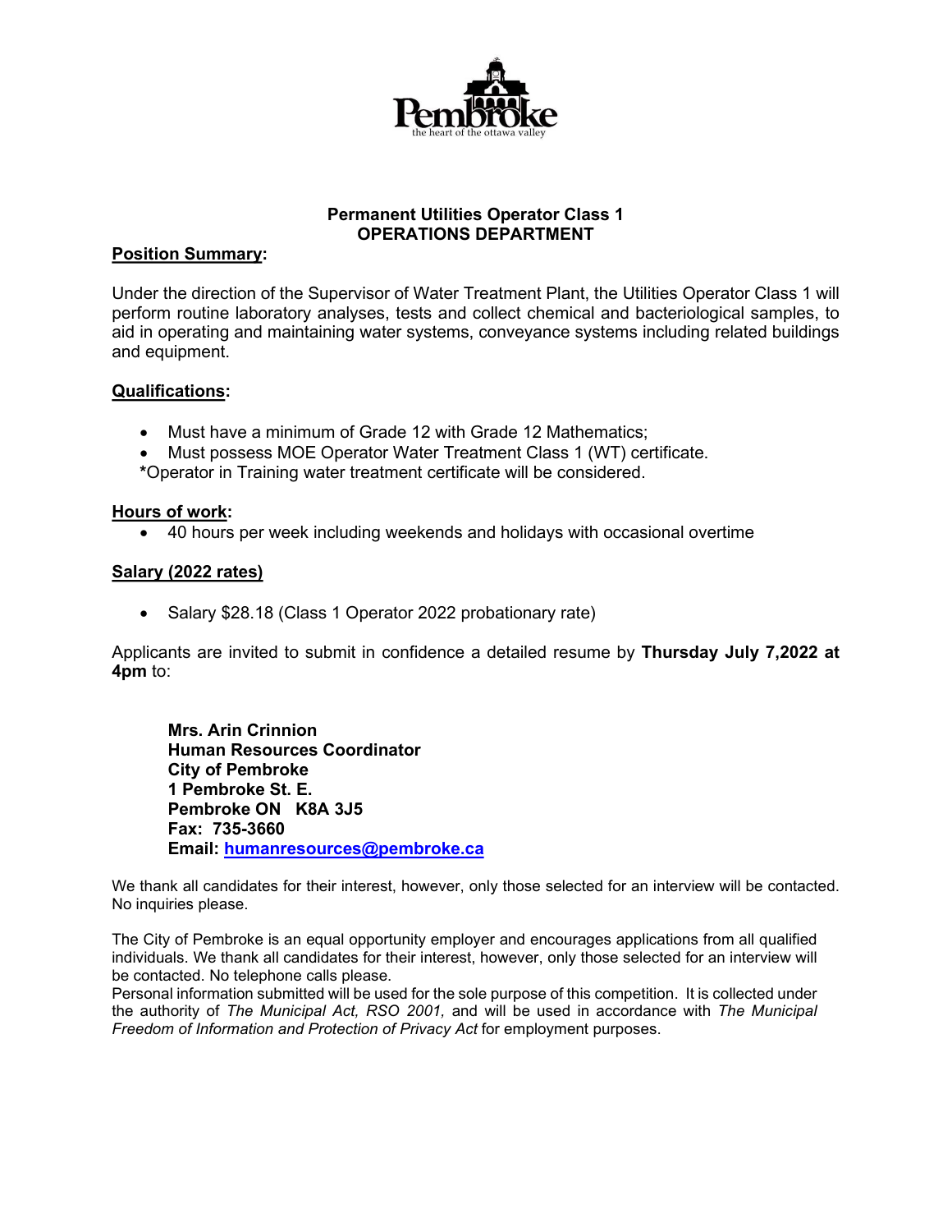Pembroke
the heart of the ottawa valley

# Permanent Utilities Operator Class 1
## OPERATIONS DEPARTMENT

**Position Summary:**

Under the direction of the Supervisor of Water Treatment Plant, the Utilities Operator Class 1 will perform routine laboratory analyses, tests and collect chemical and bacteriological samples, to aid in operating and maintaining water systems, conveyance systems including related buildings and equipment.

**Qualifications:**

- Must have a minimum of Grade 12 with Grade 12 Mathematics;
- Must possess MOE Operator Water Treatment Class 1 (WT) certificate.

**\***Operator in Training water treatment certificate will be considered.

**Hours of work:**

- 40 hours per week including weekends and holidays with occasional overtime

**Salary (2022 rates)**

- Salary $28.18 (Class 1 Operator 2022 probationary rate)

Applicants are invited to submit in confidence a detailed resume by **Thursday July 7,2022 at 4pm** to:

**Mrs. Arin Crinnion**
**Human Resources Coordinator**
**City of Pembroke**
**1 Pembroke St. E.**
**Pembroke ON K8A 3J5**
**Fax: 735-3660**
**Email: humanresources@pembroke.ca**

We thank all candidates for their interest, however, only those selected for an interview will be contacted. No inquiries please.

The City of Pembroke is an equal opportunity employer and encourages applications from all qualified individuals. We thank all candidates for their interest, however, only those selected for an interview will be contacted. No telephone calls please.
Personal information submitted will be used for the sole purpose of this competition. It is collected under the authority of *The Municipal Act, RSO 2001,* and will be used in accordance with *The Municipal Freedom of Information and Protection of Privacy Act* for employment purposes.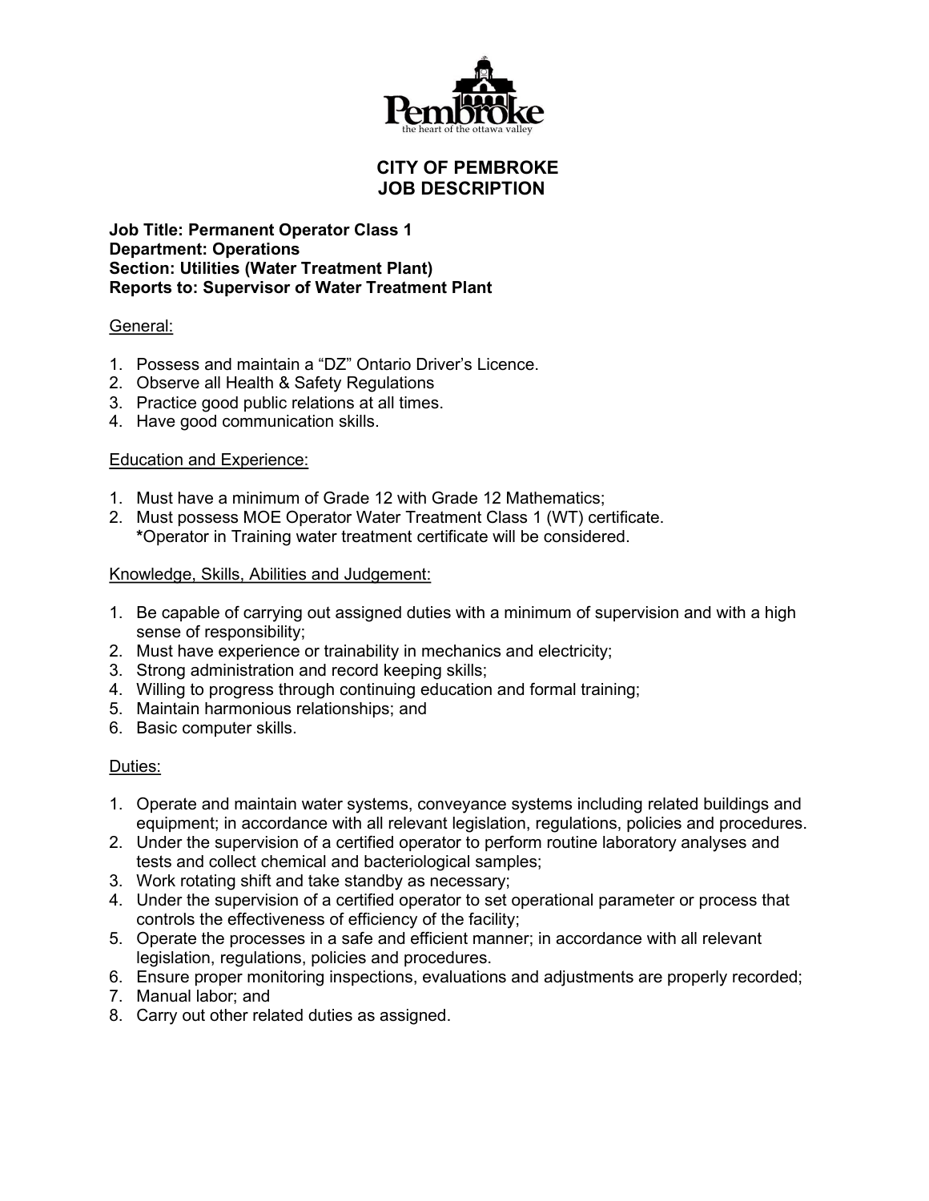# CITY OF PEMBROKE
# JOB DESCRIPTION

**Job Title: Permanent Operator Class 1**
**Department: Operations**
**Section: Utilities (Water Treatment Plant)**
**Reports to: Supervisor of Water Treatment Plant**

General:

1. Possess and maintain a "DZ" Ontario Driver's Licence.
2. Observe all Health & Safety Regulations
3. Practice good public relations at all times.
4. Have good communication skills.

Education and Experience:

1. Must have a minimum of Grade 12 with Grade 12 Mathematics;
2. Must possess MOE Operator Water Treatment Class 1 (WT) certificate.
   **\***Operator in Training water treatment certificate will be considered.

Knowledge, Skills, Abilities and Judgement:

1. Be capable of carrying out assigned duties with a minimum of supervision and with a high sense of responsibility;
2. Must have experience or trainability in mechanics and electricity;
3. Strong administration and record keeping skills;
4. Willing to progress through continuing education and formal training;
5. Maintain harmonious relationships; and
6. Basic computer skills.

Duties:

1. Operate and maintain water systems, conveyance systems including related buildings and equipment; in accordance with all relevant legislation, regulations, policies and procedures.
2. Under the supervision of a certified operator to perform routine laboratory analyses and tests and collect chemical and bacteriological samples;
3. Work rotating shift and take standby as necessary;
4. Under the supervision of a certified operator to set operational parameter or process that controls the effectiveness of efficiency of the facility;
5. Operate the processes in a safe and efficient manner; in accordance with all relevant legislation, regulations, policies and procedures.
6. Ensure proper monitoring inspections, evaluations and adjustments are properly recorded;
7. Manual labor; and
8. Carry out other related duties as assigned.